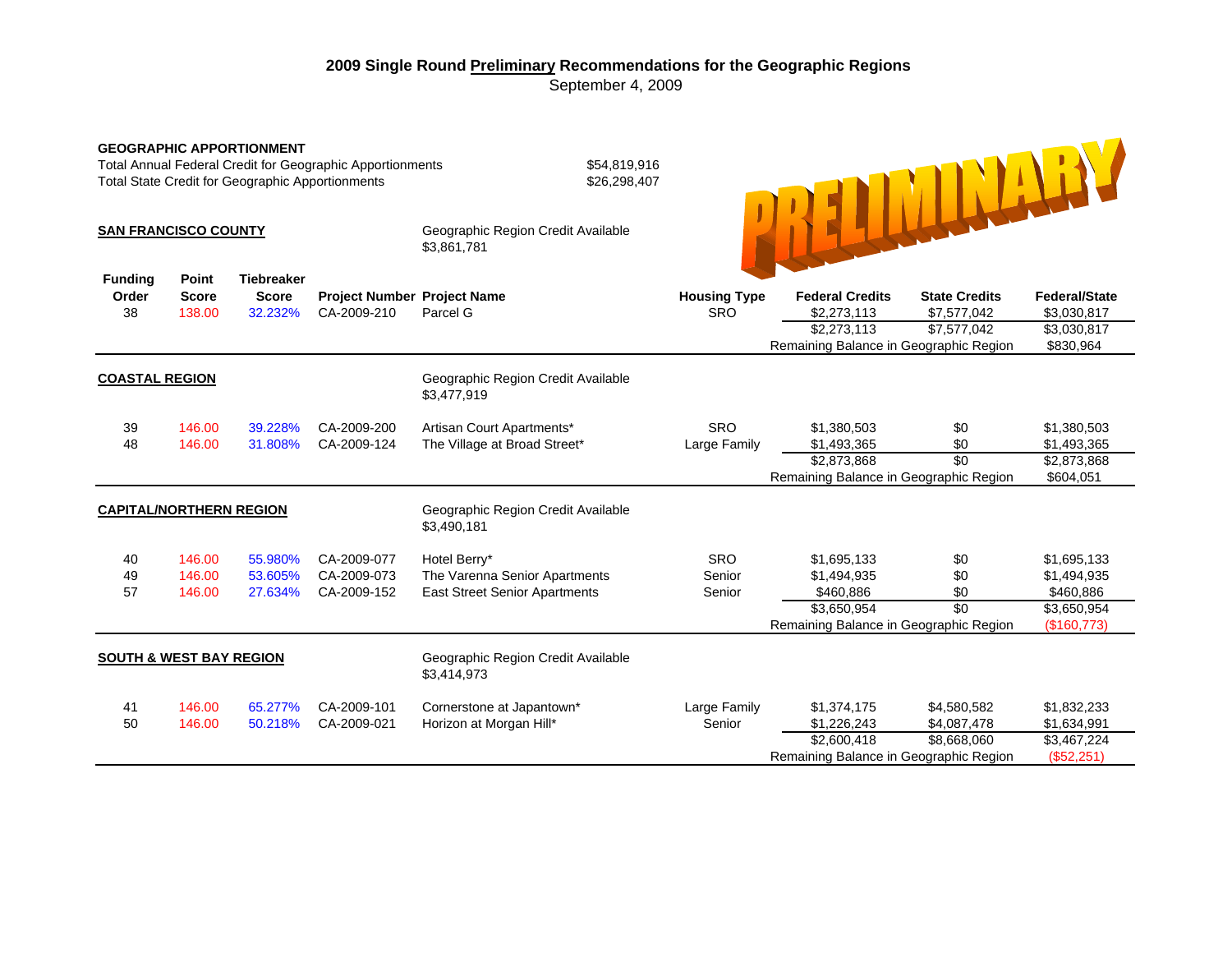# 2009 Single Round Preliminary Recommendations for the Geographic Regions

September 4, 2009

PRELIMINARY

**GEOGRAPHIC APPORTIONMENT**

Total Annual Federal Credit for Geographic Apportionments $54,819,916

Total State Credit for Geographic Apportionments $26,298,407

## SAN FRANCISCO COUNTY

Geographic Region Credit Available $3,861,781

| Funding Order | Point Score | Tiebreaker Score | Project Number | Project Name | Housing Type | Federal Credits | State Credits | Federal/State |
|---|---|---|---|---|---|---|---|---|
| 38 | 138.00 | 32.232% | CA-2009-210 | Parcel G | SRO | $2,273,113 | $7,577,042 | $3,030,817 |
| | | | | | | $2,273,113 | $7,577,042 | $3,030,817 |
| | | | | | | Remaining Balance in Geographic Region | | $830,964 |

## COASTAL REGION

Geographic Region Credit Available $3,477,919

| Funding Order | Point Score | Tiebreaker Score | Project Number | Project Name | Housing Type | Federal Credits | State Credits | Federal/State |
|---|---|---|---|---|---|---|---|---|
| 39 | 146.00 | 39.228% | CA-2009-200 | Artisan Court Apartments* | SRO | $1,380,503 | $0 | $1,380,503 |
| 48 | 146.00 | 31.808% | CA-2009-124 | The Village at Broad Street* | Large Family | $1,493,365 | $0 | $1,493,365 |
| | | | | | | $2,873,868 | $0 | $2,873,868 |
| | | | | | | Remaining Balance in Geographic Region | | $604,051 |

## CAPITAL/NORTHERN REGION

Geographic Region Credit Available $3,490,181

| Funding Order | Point Score | Tiebreaker Score | Project Number | Project Name | Housing Type | Federal Credits | State Credits | Federal/State |
|---|---|---|---|---|---|---|---|---|
| 40 | 146.00 | 55.980% | CA-2009-077 | Hotel Berry* | SRO | $1,695,133 | $0 | $1,695,133 |
| 49 | 146.00 | 53.605% | CA-2009-073 | The Varenna Senior Apartments | Senior | $1,494,935 | $0 | $1,494,935 |
| 57 | 146.00 | 27.634% | CA-2009-152 | East Street Senior Apartments | Senior | $460,886 | $0 | $460,886 |
| | | | | | | $3,650,954 | $0 | $3,650,954 |
| | | | | | | Remaining Balance in Geographic Region | | ($160,773) |

## SOUTH & WEST BAY REGION

Geographic Region Credit Available $3,414,973

| Funding Order | Point Score | Tiebreaker Score | Project Number | Project Name | Housing Type | Federal Credits | State Credits | Federal/State |
|---|---|---|---|---|---|---|---|---|
| 41 | 146.00 | 65.277% | CA-2009-101 | Cornerstone at Japantown* | Large Family | $1,374,175 | $4,580,582 | $1,832,233 |
| 50 | 146.00 | 50.218% | CA-2009-021 | Horizon at Morgan Hill* | Senior | $1,226,243 | $4,087,478 | $1,634,991 |
| | | | | | | $2,600,418 | $8,668,060 | $3,467,224 |
| | | | | | | Remaining Balance in Geographic Region | | ($52,251) |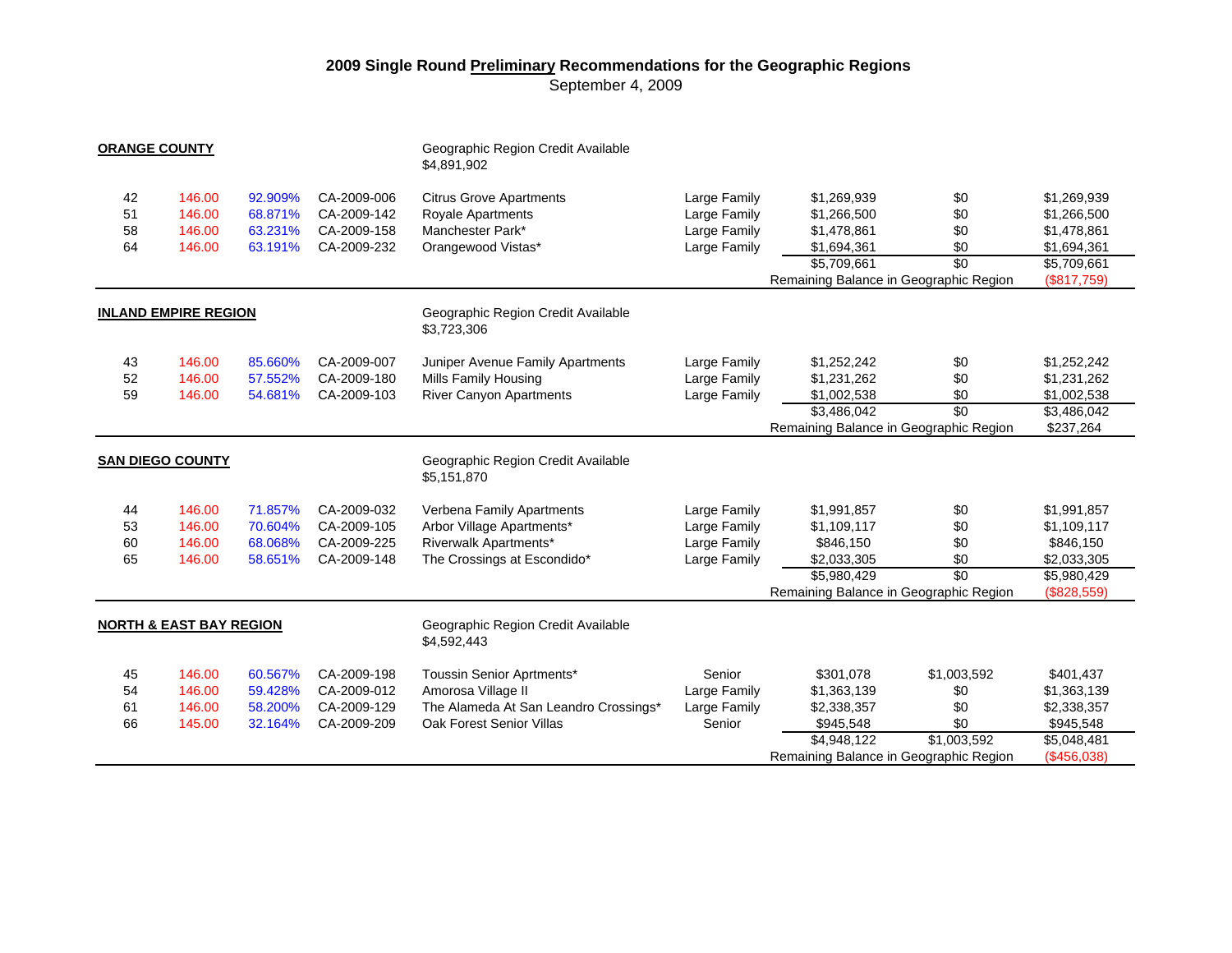# 2009 Single Round Preliminary Recommendations for the Geographic Regions

September 4, 2009

## ORANGE COUNTY

Geographic Region Credit Available
$4,891,902

| | | | | | | | | |
|---|---|---|---|---|---|---|---|---|
| 42 | 146.00 | 92.909% | CA-2009-006 | Citrus Grove Apartments | Large Family | $1,269,939 | $0 | $1,269,939 |
| 51 | 146.00 | 68.871% | CA-2009-142 | Royale Apartments | Large Family | $1,266,500 | $0 | $1,266,500 |
| 58 | 146.00 | 63.231% | CA-2009-158 | Manchester Park* | Large Family | $1,478,861 | $0 | $1,478,861 |
| 64 | 146.00 | 63.191% | CA-2009-232 | Orangewood Vistas* | Large Family | $1,694,361 | $0 | $1,694,361 |
| | | | | | | $5,709,661 | $0 | $5,709,661 |
| | | | | | Remaining Balance in Geographic Region | | | ($817,759) |

## INLAND EMPIRE REGION

Geographic Region Credit Available
$3,723,306

| | | | | | | | | |
|---|---|---|---|---|---|---|---|---|
| 43 | 146.00 | 85.660% | CA-2009-007 | Juniper Avenue Family Apartments | Large Family | $1,252,242 | $0 | $1,252,242 |
| 52 | 146.00 | 57.552% | CA-2009-180 | Mills Family Housing | Large Family | $1,231,262 | $0 | $1,231,262 |
| 59 | 146.00 | 54.681% | CA-2009-103 | River Canyon Apartments | Large Family | $1,002,538 | $0 | $1,002,538 |
| | | | | | | $3,486,042 | $0 | $3,486,042 |
| | | | | | Remaining Balance in Geographic Region | | | $237,264 |

## SAN DIEGO COUNTY

Geographic Region Credit Available
$5,151,870

| | | | | | | | | |
|---|---|---|---|---|---|---|---|---|
| 44 | 146.00 | 71.857% | CA-2009-032 | Verbena Family Apartments | Large Family | $1,991,857 | $0 | $1,991,857 |
| 53 | 146.00 | 70.604% | CA-2009-105 | Arbor Village Apartments* | Large Family | $1,109,117 | $0 | $1,109,117 |
| 60 | 146.00 | 68.068% | CA-2009-225 | Riverwalk Apartments* | Large Family | $846,150 | $0 | $846,150 |
| 65 | 146.00 | 58.651% | CA-2009-148 | The Crossings at Escondido* | Large Family | $2,033,305 | $0 | $2,033,305 |
| | | | | | | $5,980,429 | $0 | $5,980,429 |
| | | | | | Remaining Balance in Geographic Region | | | ($828,559) |

## NORTH & EAST BAY REGION

Geographic Region Credit Available
$4,592,443

| | | | | | | | | |
|---|---|---|---|---|---|---|---|---|
| 45 | 146.00 | 60.567% | CA-2009-198 | Toussin Senior Aprtments* | Senior | $301,078 | $1,003,592 | $401,437 |
| 54 | 146.00 | 59.428% | CA-2009-012 | Amorosa Village II | Large Family | $1,363,139 | $0 | $1,363,139 |
| 61 | 146.00 | 58.200% | CA-2009-129 | The Alameda At San Leandro Crossings* | Large Family | $2,338,357 | $0 | $2,338,357 |
| 66 | 145.00 | 32.164% | CA-2009-209 | Oak Forest Senior Villas | Senior | $945,548 | $0 | $945,548 |
| | | | | | | $4,948,122 | $1,003,592 | $5,048,481 |
| | | | | | Remaining Balance in Geographic Region | | | ($456,038) |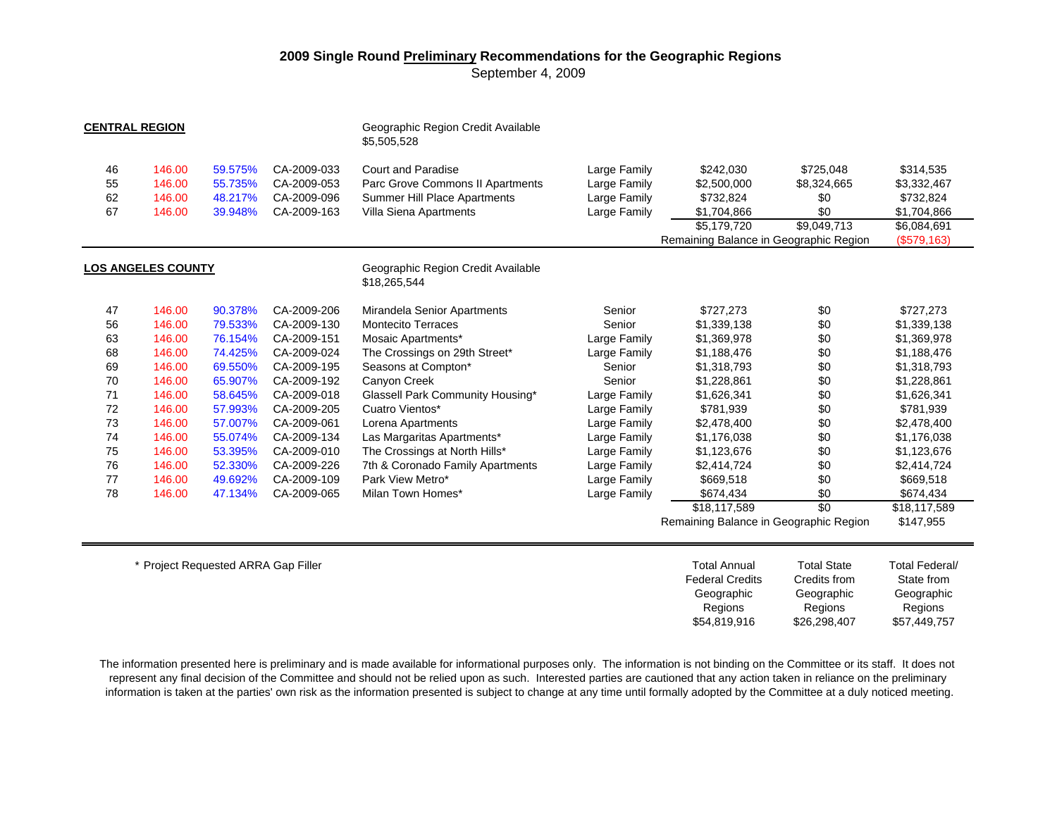**2009 Single Round Preliminary Recommendations for the Geographic Regions**

September 4, 2009

**CENTRAL REGION**

Geographic Region Credit Available
$5,505,528

| | | | | | | | | |
|---|---|---|---|---|---|---|---|---|
| 46 | 146.00 | 59.575% | CA-2009-033 | Court and Paradise | Large Family | $242,030 | $725,048 | $314,535 |
| 55 | 146.00 | 55.735% | CA-2009-053 | Parc Grove Commons II Apartments | Large Family | $2,500,000 | $8,324,665 | $3,332,467 |
| 62 | 146.00 | 48.217% | CA-2009-096 | Summer Hill Place Apartments | Large Family | $732,824 | $0 | $732,824 |
| 67 | 146.00 | 39.948% | CA-2009-163 | Villa Siena Apartments | Large Family | $1,704,866 | $0 | $1,704,866 |
| | | | | | | $5,179,720 | $9,049,713 | $6,084,691 |
| | | | | | | Remaining Balance in Geographic Region | | ($579,163) |

**LOS ANGELES COUNTY**

Geographic Region Credit Available
$18,265,544

| | | | | | | | | |
|---|---|---|---|---|---|---|---|---|
| 47 | 146.00 | 90.378% | CA-2009-206 | Mirandela Senior Apartments | Senior | $727,273 | $0 | $727,273 |
| 56 | 146.00 | 79.533% | CA-2009-130 | Montecito Terraces | Senior | $1,339,138 | $0 | $1,339,138 |
| 63 | 146.00 | 76.154% | CA-2009-151 | Mosaic Apartments* | Large Family | $1,369,978 | $0 | $1,369,978 |
| 68 | 146.00 | 74.425% | CA-2009-024 | The Crossings on 29th Street* | Large Family | $1,188,476 | $0 | $1,188,476 |
| 69 | 146.00 | 69.550% | CA-2009-195 | Seasons at Compton* | Senior | $1,318,793 | $0 | $1,318,793 |
| 70 | 146.00 | 65.907% | CA-2009-192 | Canyon Creek | Senior | $1,228,861 | $0 | $1,228,861 |
| 71 | 146.00 | 58.645% | CA-2009-018 | Glassell Park Community Housing* | Large Family | $1,626,341 | $0 | $1,626,341 |
| 72 | 146.00 | 57.993% | CA-2009-205 | Cuatro Vientos* | Large Family | $781,939 | $0 | $781,939 |
| 73 | 146.00 | 57.007% | CA-2009-061 | Lorena Apartments | Large Family | $2,478,400 | $0 | $2,478,400 |
| 74 | 146.00 | 55.074% | CA-2009-134 | Las Margaritas Apartments* | Large Family | $1,176,038 | $0 | $1,176,038 |
| 75 | 146.00 | 53.395% | CA-2009-010 | The Crossings at North Hills* | Large Family | $1,123,676 | $0 | $1,123,676 |
| 76 | 146.00 | 52.330% | CA-2009-226 | 7th & Coronado Family Apartments | Large Family | $2,414,724 | $0 | $2,414,724 |
| 77 | 146.00 | 49.692% | CA-2009-109 | Park View Metro* | Large Family | $669,518 | $0 | $669,518 |
| 78 | 146.00 | 47.134% | CA-2009-065 | Milan Town Homes* | Large Family | $674,434 | $0 | $674,434 |
| | | | | | | $18,117,589 | $0 | $18,117,589 |
| | | | | | | Remaining Balance in Geographic Region | | $147,955 |

* Project Requested ARRA Gap Filler

| Total Annual Federal Credits Geographic Regions | Total State Credits from Geographic Regions | Total Federal/ State from Geographic Regions |
|---|---|---|
| $54,819,916 | $26,298,407 | $57,449,757 |

The information presented here is preliminary and is made available for informational purposes only. The information is not binding on the Committee or its staff. It does not represent any final decision of the Committee and should not be relied upon as such. Interested parties are cautioned that any action taken in reliance on the preliminary information is taken at the parties' own risk as the information presented is subject to change at any time until formally adopted by the Committee at a duly noticed meeting.